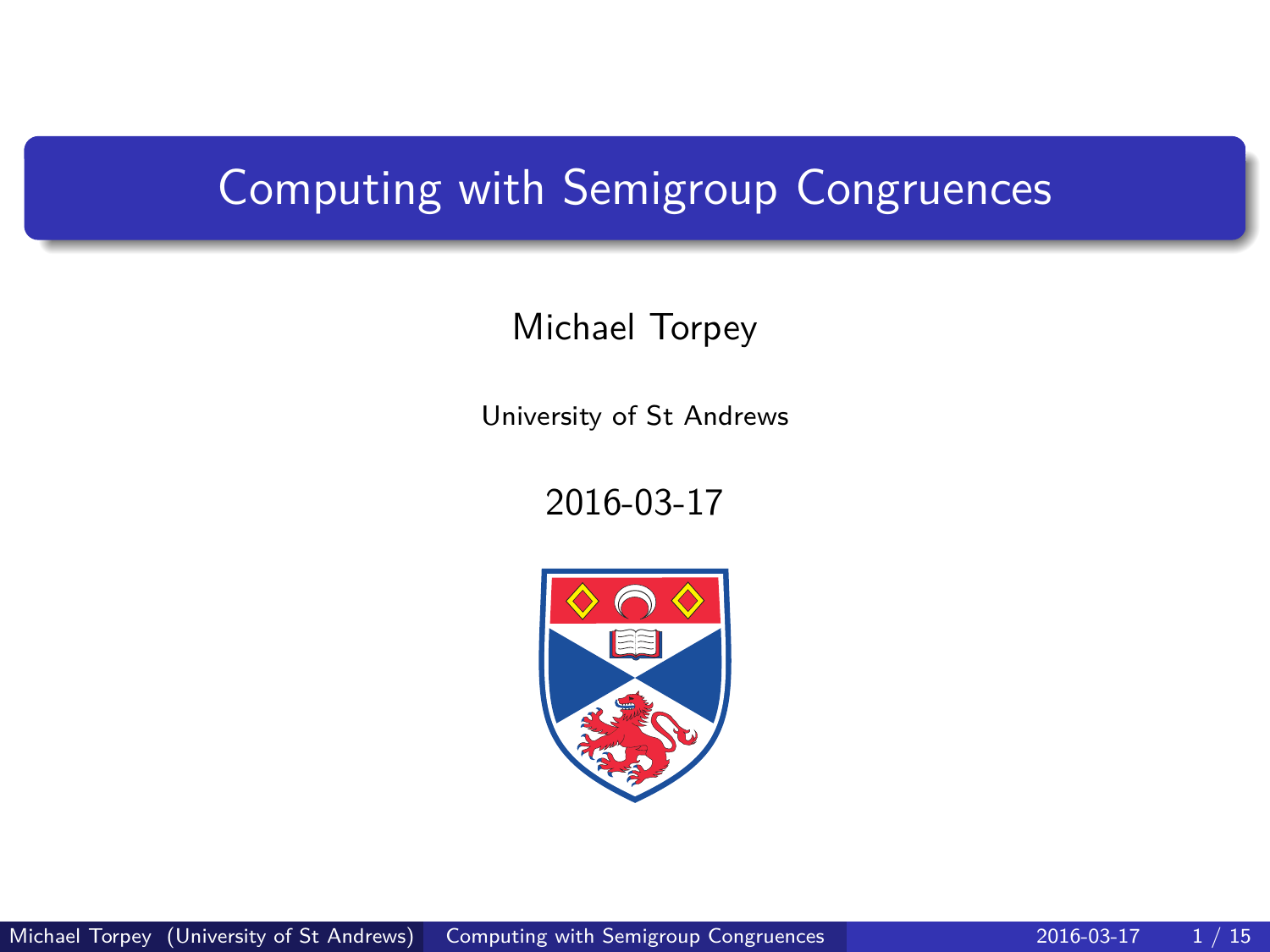# Computing with Semigroup Congruences

Michael Torpey

University of St Andrews

2016-03-17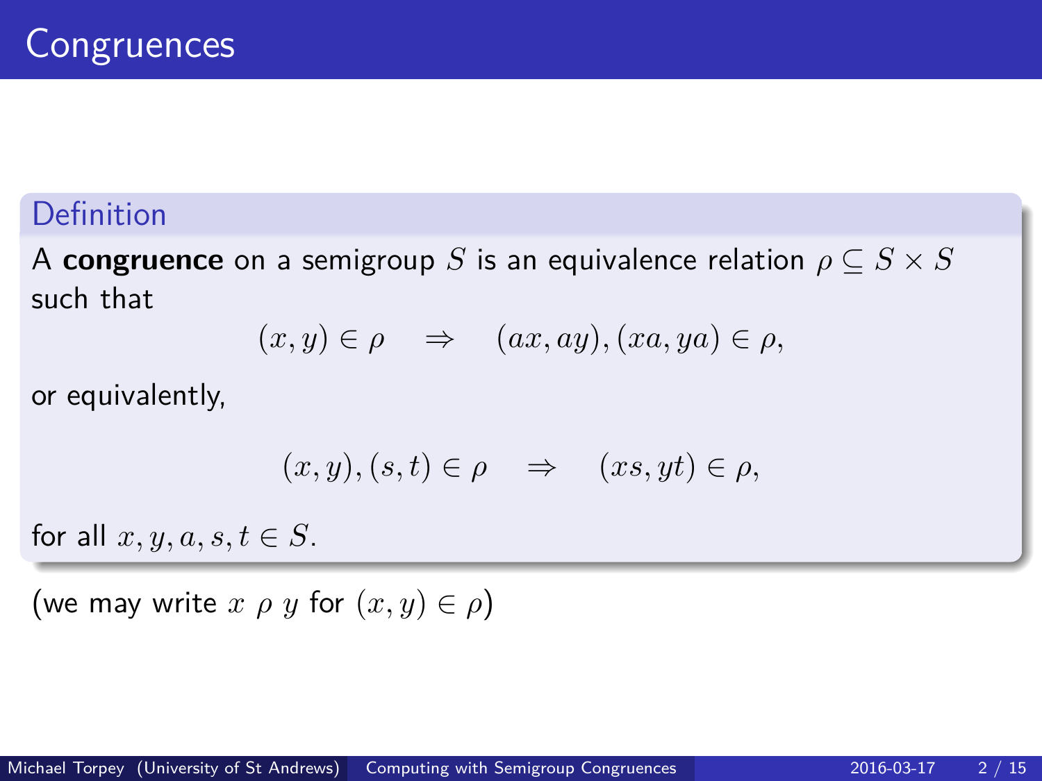# Congruences

**Definition**

A **congruence** on a semigroup $S$ is an equivalence relation $\rho \subseteq S \times S$ such that

$$(x, y) \in \rho \quad \Rightarrow \quad (ax, ay), (xa, ya) \in \rho,$$

or equivalently,

$$(x, y), (s, t) \in \rho \quad \Rightarrow \quad (xs, yt) \in \rho,$$

for all $x, y, a, s, t \in S$.

(we may write $x \ \rho \ y$ for $(x, y) \in \rho$)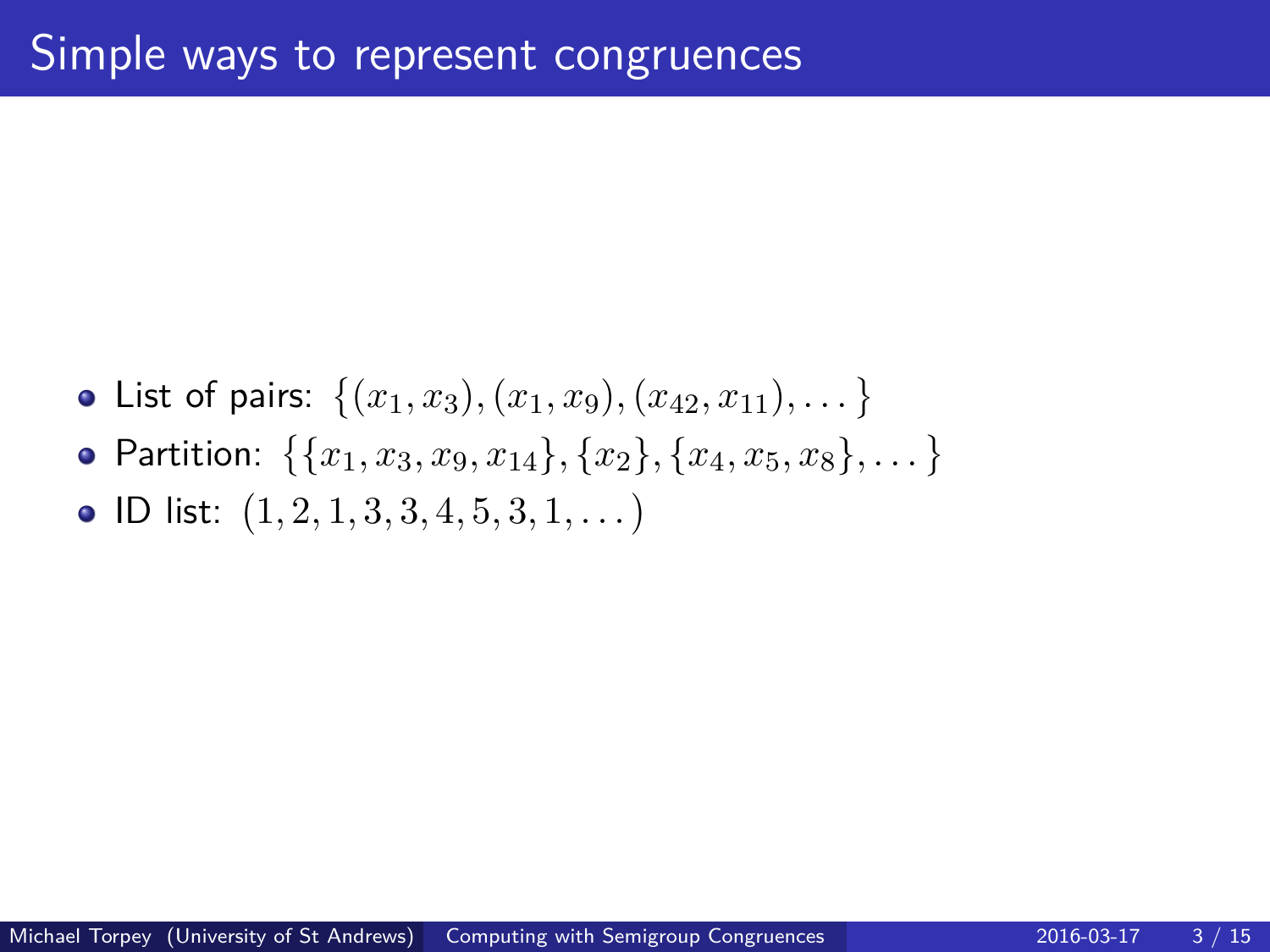# Simple ways to represent congruences

- List of pairs: $\{(x_1, x_3), (x_1, x_9), (x_{42}, x_{11}), \dots\}$
- Partition: $\{\{x_1, x_3, x_9, x_{14}\}, \{x_2\}, \{x_4, x_5, x_8\}, \dots\}$
- ID list: $(1, 2, 1, 3, 3, 4, 5, 3, 1, \dots)$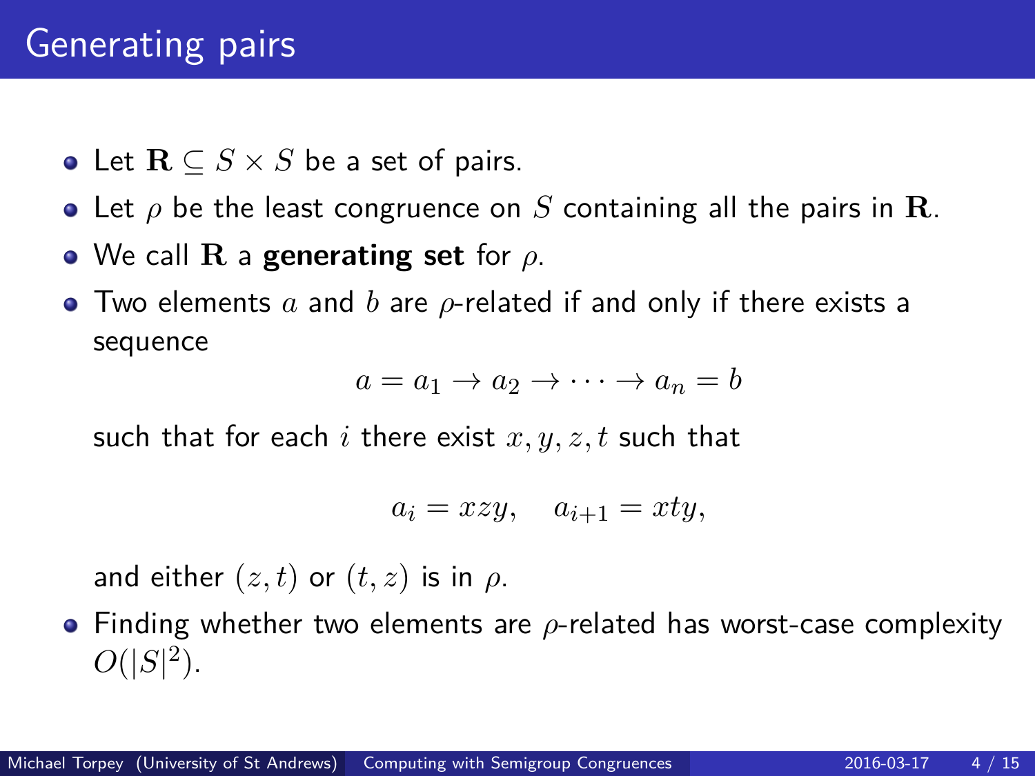# Generating pairs

- Let $\mathbf{R} \subseteq S \times S$ be a set of pairs.
- Let $\rho$ be the least congruence on $S$ containing all the pairs in $\mathbf{R}$.
- We call $\mathbf{R}$ a **generating set** for $\rho$.
- Two elements $a$ and $b$ are $\rho$-related if and only if there exists a sequence

$$a = a_1 \to a_2 \to \cdots \to a_n = b$$

  such that for each $i$ there exist $x, y, z, t$ such that

$$a_i = xzy, \quad a_{i+1} = xty,$$

  and either $(z, t)$ or $(t, z)$ is in $\rho$.
- Finding whether two elements are $\rho$-related has worst-case complexity $O(|S|^2)$.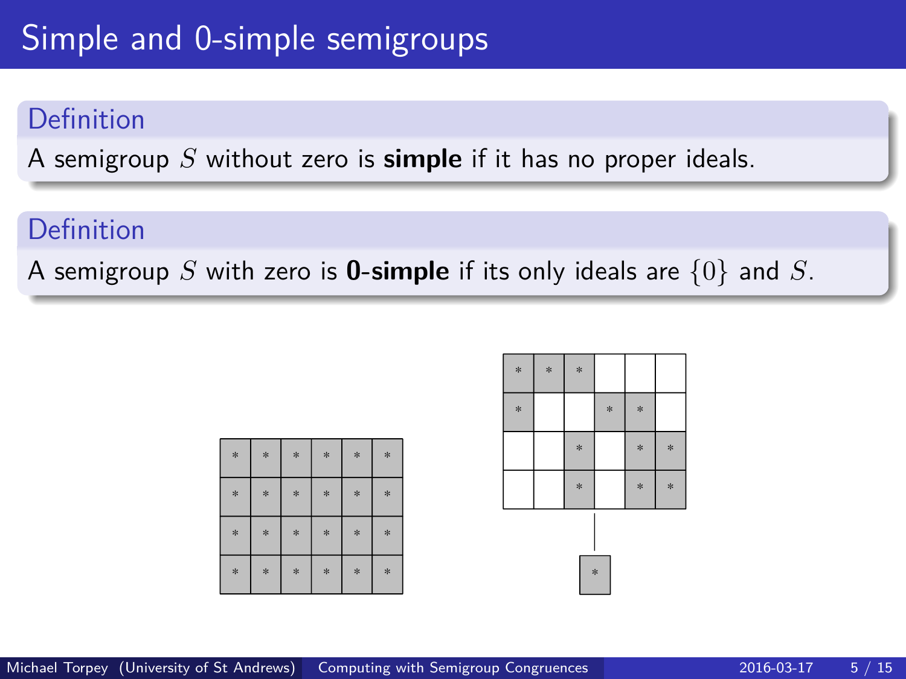# Simple and 0-simple semigroups

**Definition**

A semigroup $S$ without zero is **simple** if it has no proper ideals.

**Definition**

A semigroup $S$ with zero is **0-simple** if its only ideals are $\{0\}$ and $S$.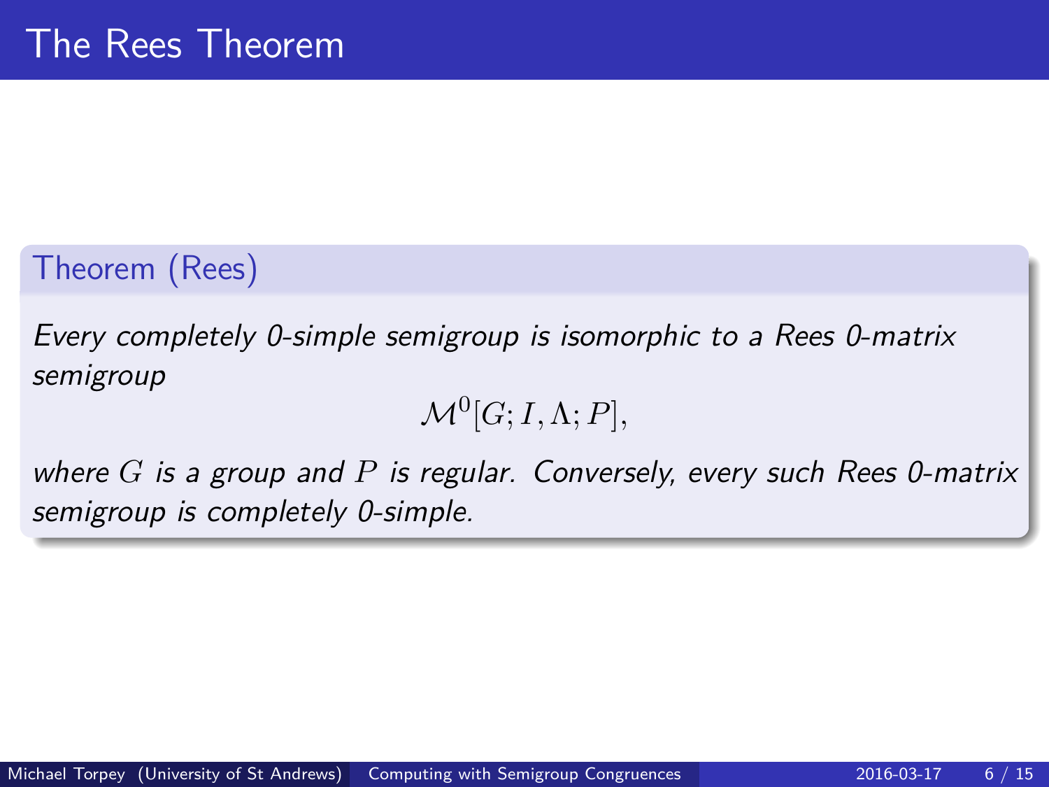# The Rees Theorem

**Theorem (Rees)**

*Every completely 0-simple semigroup is isomorphic to a Rees 0-matrix semigroup*

$$\mathcal{M}^0[G; I, \Lambda; P],$$

*where $G$ is a group and $P$ is regular. Conversely, every such Rees 0-matrix semigroup is completely 0-simple.*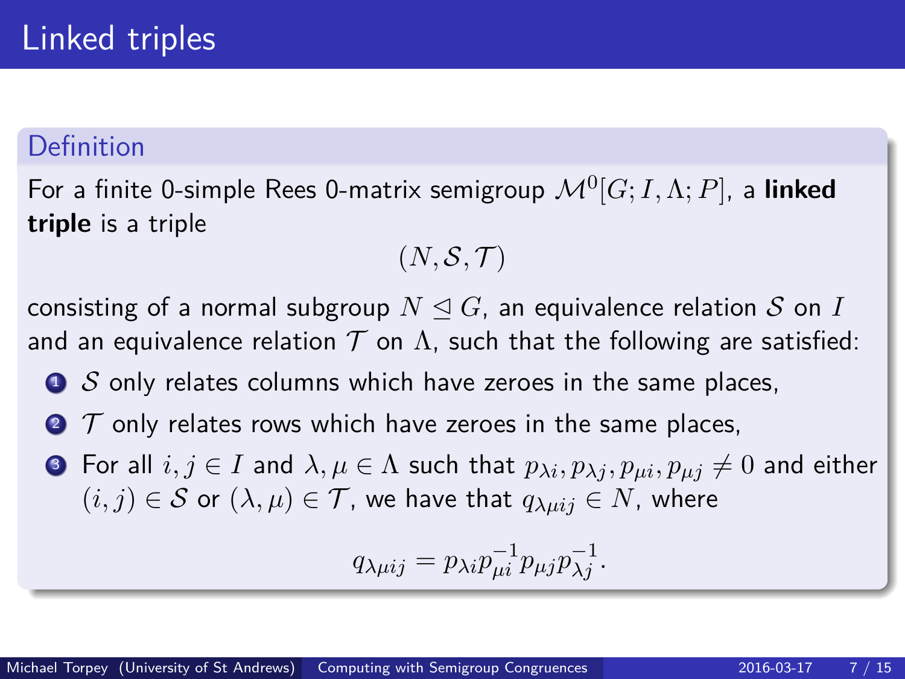# Linked triples

**Definition**

For a finite 0-simple Rees 0-matrix semigroup $\mathcal{M}^0[G; I, \Lambda; P]$, a **linked triple** is a triple

$$(N, \mathcal{S}, \mathcal{T})$$

consisting of a normal subgroup $N \trianglelefteq G$, an equivalence relation $\mathcal{S}$ on $I$ and an equivalence relation $\mathcal{T}$ on $\Lambda$, such that the following are satisfied:

1. $\mathcal{S}$ only relates columns which have zeroes in the same places,
2. $\mathcal{T}$ only relates rows which have zeroes in the same places,
3. For all $i, j \in I$ and $\lambda, \mu \in \Lambda$ such that $p_{\lambda i}, p_{\lambda j}, p_{\mu i}, p_{\mu j} \neq 0$ and either $(i, j) \in \mathcal{S}$ or $(\lambda, \mu) \in \mathcal{T}$, we have that $q_{\lambda \mu i j} \in N$, where

$$q_{\lambda \mu i j} = p_{\lambda i} p_{\mu i}^{-1} p_{\mu j} p_{\lambda j}^{-1}.$$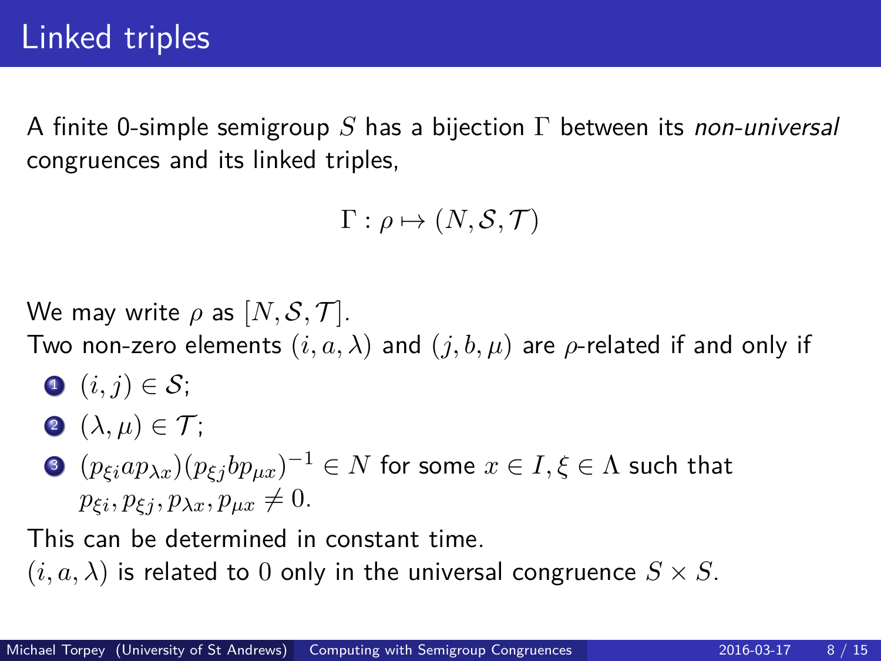# Linked triples

A finite 0-simple semigroup $S$ has a bijection $\Gamma$ between its *non-universal* congruences and its linked triples,

$$\Gamma : \rho \mapsto (N, \mathcal{S}, \mathcal{T})$$

We may write $\rho$ as $[N, \mathcal{S}, \mathcal{T}]$.
Two non-zero elements $(i, a, \lambda)$ and $(j, b, \mu)$ are $\rho$-related if and only if

1. $(i, j) \in \mathcal{S}$;
2. $(\lambda, \mu) \in \mathcal{T}$;
3. $(p_{\xi i} a p_{\lambda x})(p_{\xi j} b p_{\mu x})^{-1} \in N$ for some $x \in I, \xi \in \Lambda$ such that $p_{\xi i}, p_{\xi j}, p_{\lambda x}, p_{\mu x} \neq 0$.

This can be determined in constant time.
$(i, a, \lambda)$ is related to $0$ only in the universal congruence $S \times S$.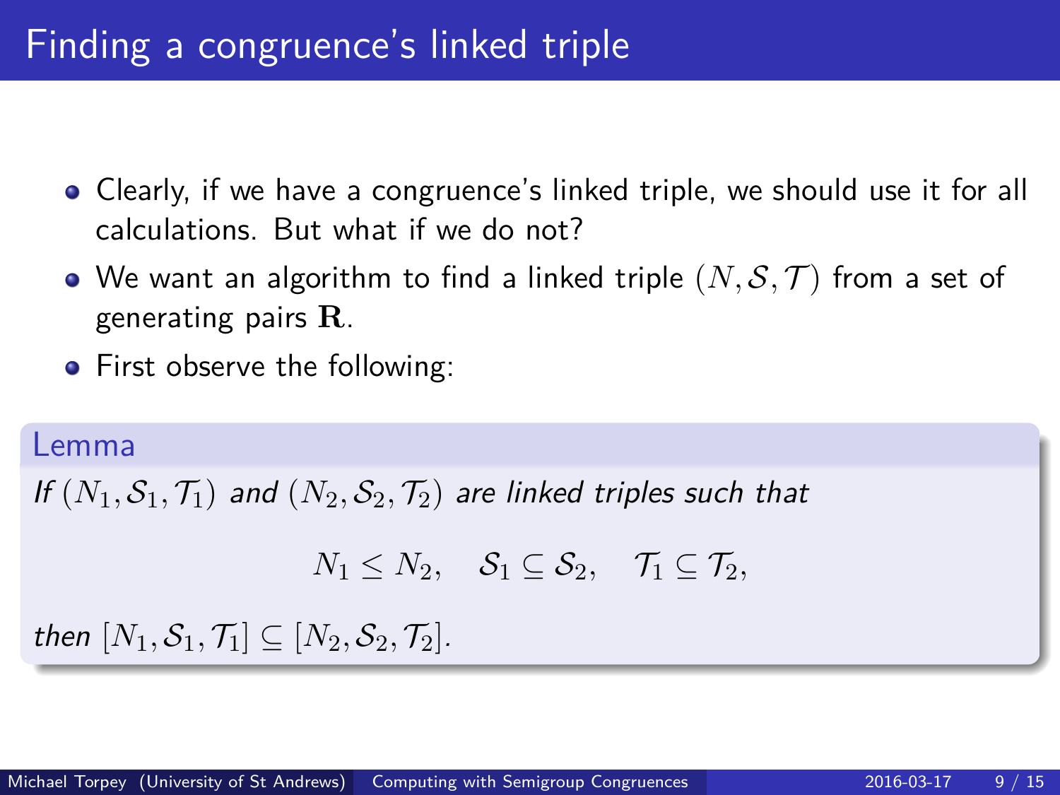# Finding a congruence's linked triple

- Clearly, if we have a congruence's linked triple, we should use it for all calculations. But what if we do not?
- We want an algorithm to find a linked triple $(N, \mathcal{S}, \mathcal{T})$ from a set of generating pairs $\mathbf{R}$.
- First observe the following:

**Lemma**

*If $(N_1, \mathcal{S}_1, \mathcal{T}_1)$ and $(N_2, \mathcal{S}_2, \mathcal{T}_2)$ are linked triples such that*

$$N_1 \leq N_2, \quad \mathcal{S}_1 \subseteq \mathcal{S}_2, \quad \mathcal{T}_1 \subseteq \mathcal{T}_2,$$

*then $[N_1, \mathcal{S}_1, \mathcal{T}_1] \subseteq [N_2, \mathcal{S}_2, \mathcal{T}_2]$.*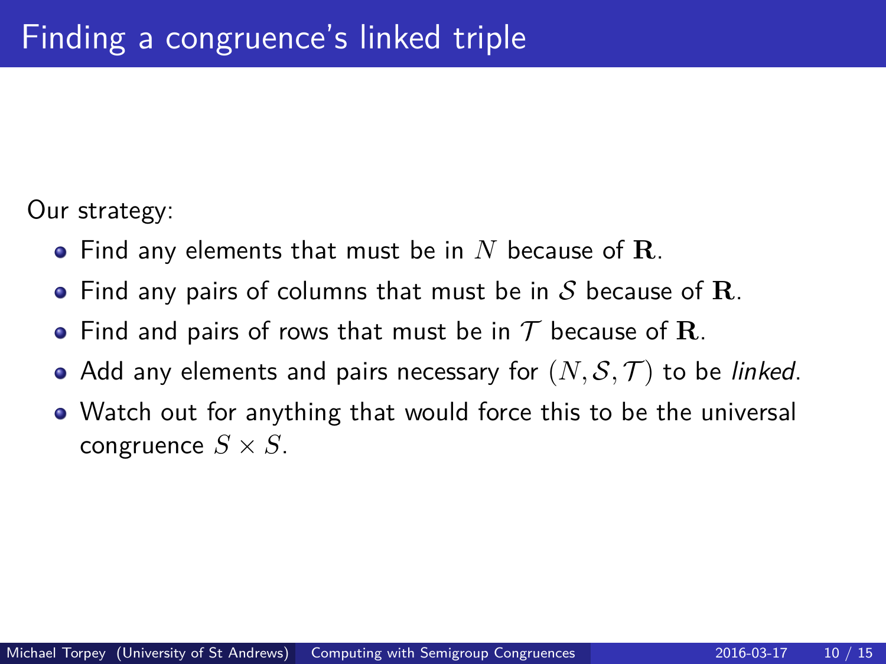# Finding a congruence's linked triple

Our strategy:

- Find any elements that must be in $N$ because of $\mathbf{R}$.
- Find any pairs of columns that must be in $\mathcal{S}$ because of $\mathbf{R}$.
- Find and pairs of rows that must be in $\mathcal{T}$ because of $\mathbf{R}$.
- Add any elements and pairs necessary for $(N, \mathcal{S}, \mathcal{T})$ to be *linked*.
- Watch out for anything that would force this to be the universal congruence $S \times S$.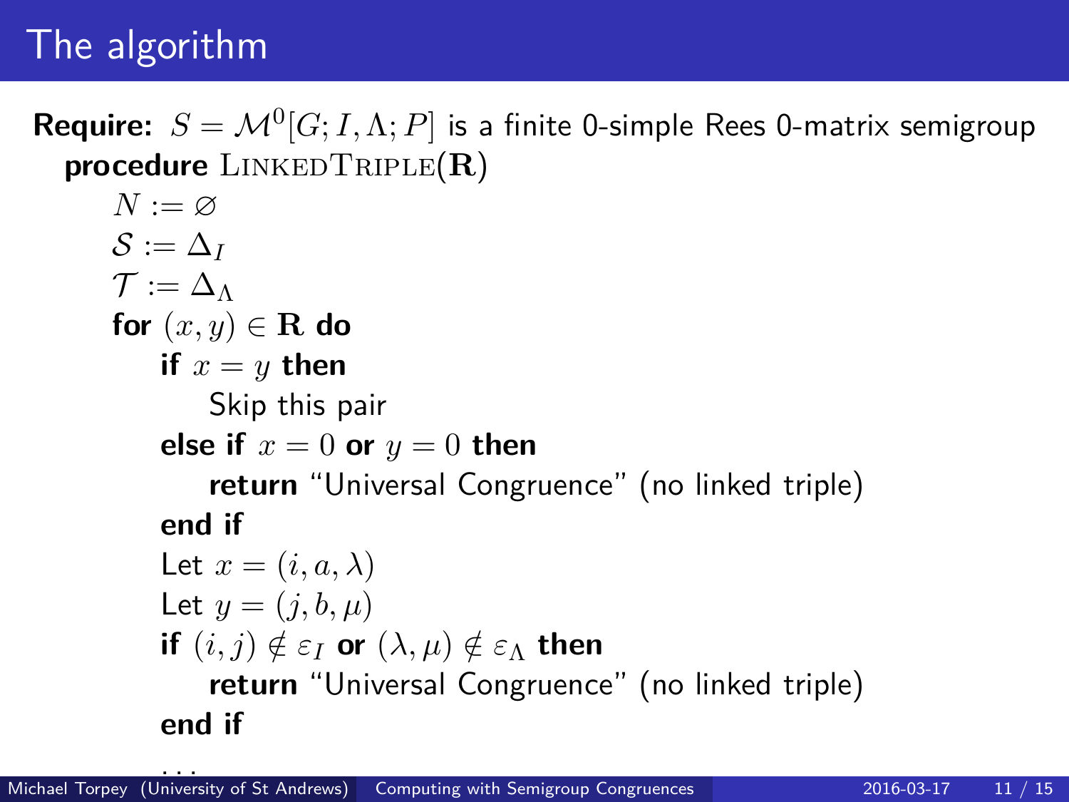# The algorithm

**Require:** $S = \mathcal{M}^0[G; I, \Lambda; P]$ is a finite 0-simple Rees 0-matrix semigroup

**procedure** LinkedTriple($\mathbf{R}$)

- $N := \varnothing$
- $\mathcal{S} := \Delta_I$
- $\mathcal{T} := \Delta_\Lambda$
- **for** $(x, y) \in \mathbf{R}$ **do**
  - **if** $x = y$ **then**
    - Skip this pair
  - **else if** $x = 0$ **or** $y = 0$ **then**
    - **return** “Universal Congruence” (no linked triple)
  - **end if**
  - Let $x = (i, a, \lambda)$
  - Let $y = (j, b, \mu)$
  - **if** $(i, j) \notin \varepsilon_I$ **or** $(\lambda, \mu) \notin \varepsilon_\Lambda$ **then**
    - **return** “Universal Congruence” (no linked triple)
  - **end if**
  - ...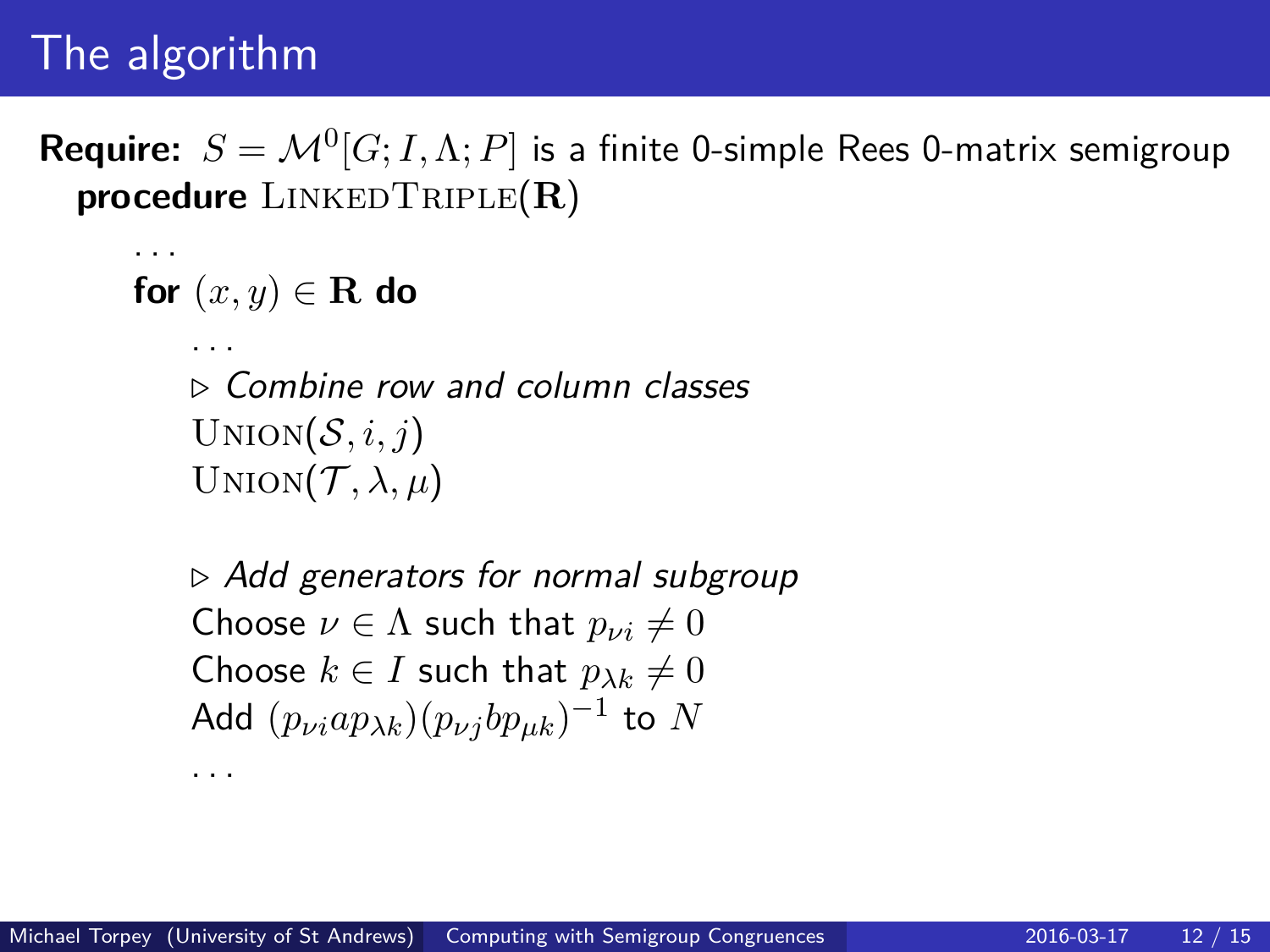# The algorithm

**Require:** $S = \mathcal{M}^0[G; I, \Lambda; P]$ is a finite 0-simple Rees 0-matrix semigroup

**procedure** LinkedTriple($\mathbf{R}$)

> ...
>
> **for** $(x, y) \in \mathbf{R}$ **do**
>
> > ...
> >
> > ▷ *Combine row and column classes*
> >
> > Union($\mathcal{S}, i, j$)
> >
> > Union($\mathcal{T}, \lambda, \mu$)
> >
> > ▷ *Add generators for normal subgroup*
> >
> > Choose $\nu \in \Lambda$ such that $p_{\nu i} \neq 0$
> >
> > Choose $k \in I$ such that $p_{\lambda k} \neq 0$
> >
> > Add $(p_{\nu i} a p_{\lambda k})(p_{\nu j} b p_{\mu k})^{-1}$ to $N$
> >
> > ...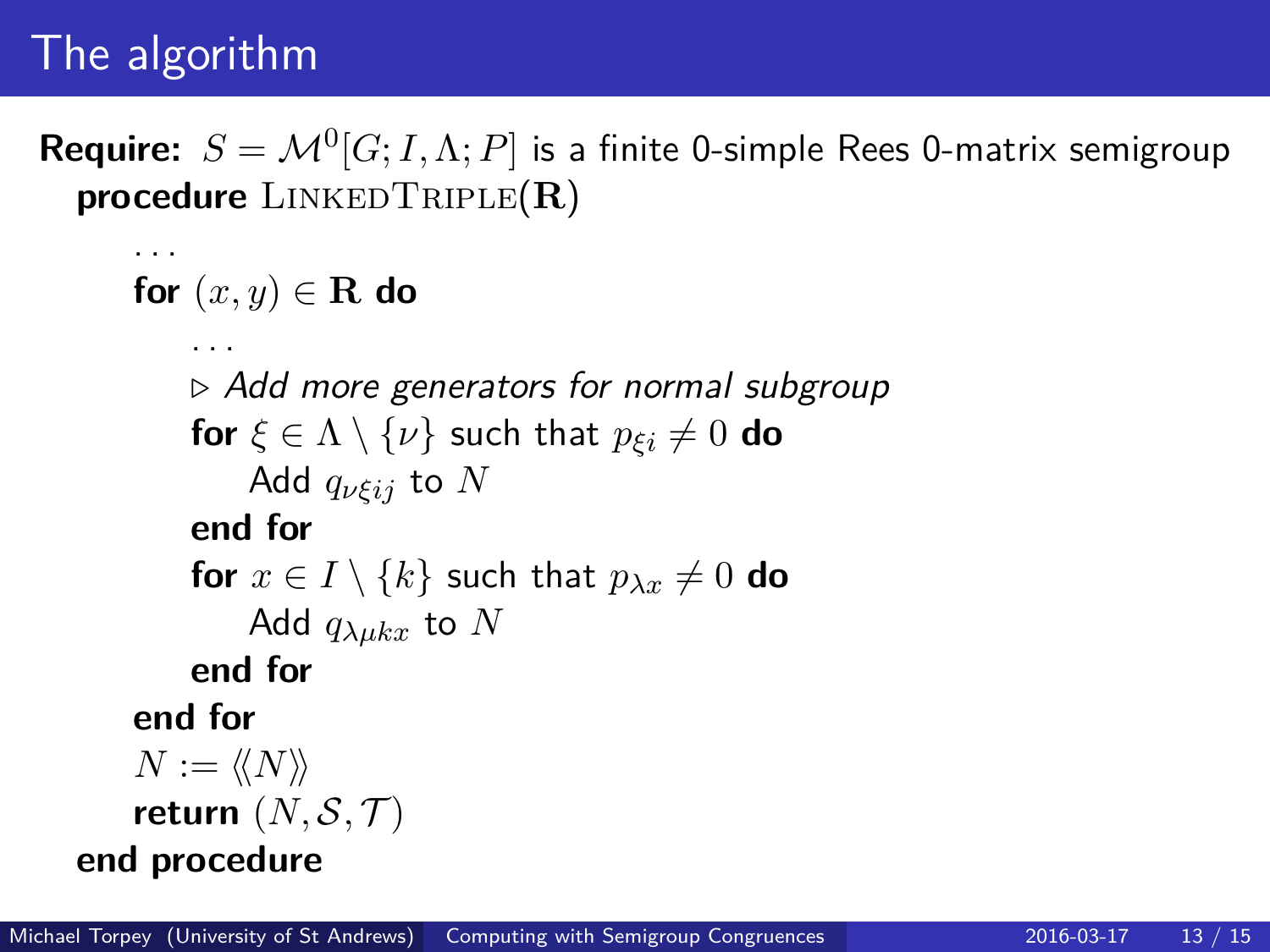# The algorithm

**Require:** $S = \mathcal{M}^0[G; I, \Lambda; P]$ is a finite 0-simple Rees 0-matrix semigroup

**procedure** LinkedTriple($\mathbf{R}$)

```
    ...
    for (x, y) ∈ R do
        ...
        ▷ Add more generators for normal subgroup
        for ξ ∈ Λ \ {ν} such that p_{ξi} ≠ 0 do
            Add q_{νξij} to N
        end for
        for x ∈ I \ {k} such that p_{λx} ≠ 0 do
            Add q_{λμkx} to N
        end for
    end for
    N := ⟨⟨N⟩⟩
    return (N, S, T)
end procedure
```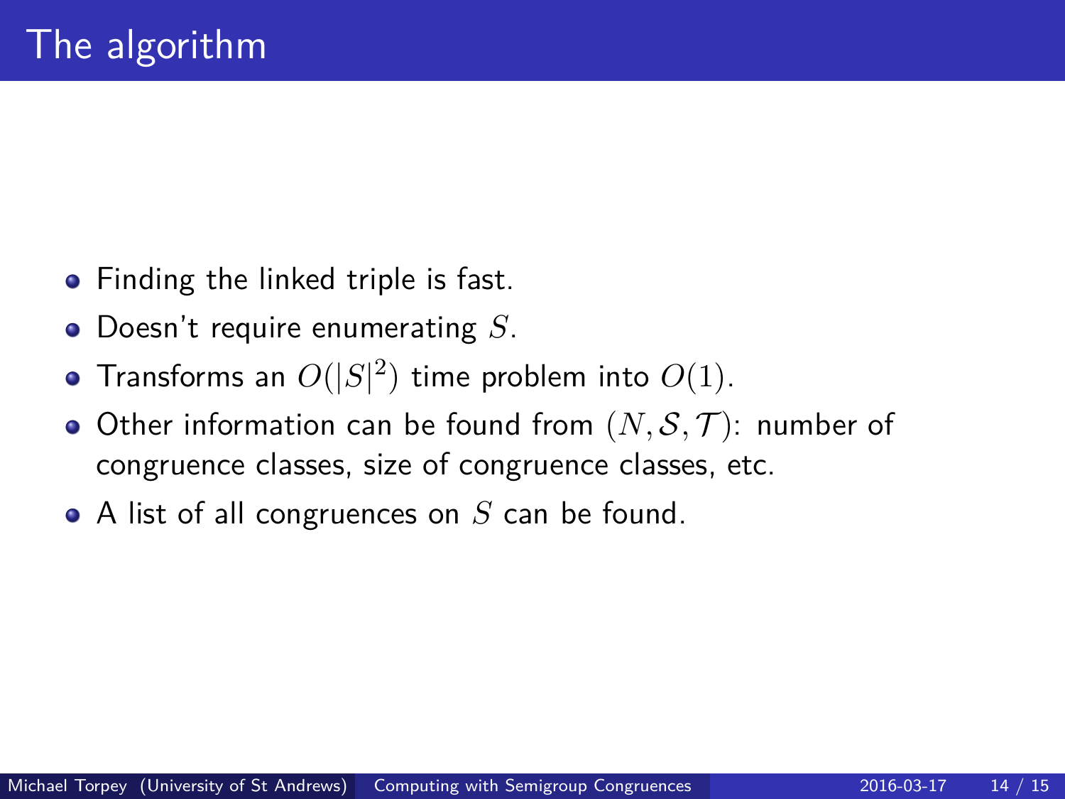# The algorithm

- Finding the linked triple is fast.
- Doesn't require enumerating $S$.
- Transforms an $O(|S|^2)$ time problem into $O(1)$.
- Other information can be found from $(N, \mathcal{S}, \mathcal{T})$: number of congruence classes, size of congruence classes, etc.
- A list of all congruences on $S$ can be found.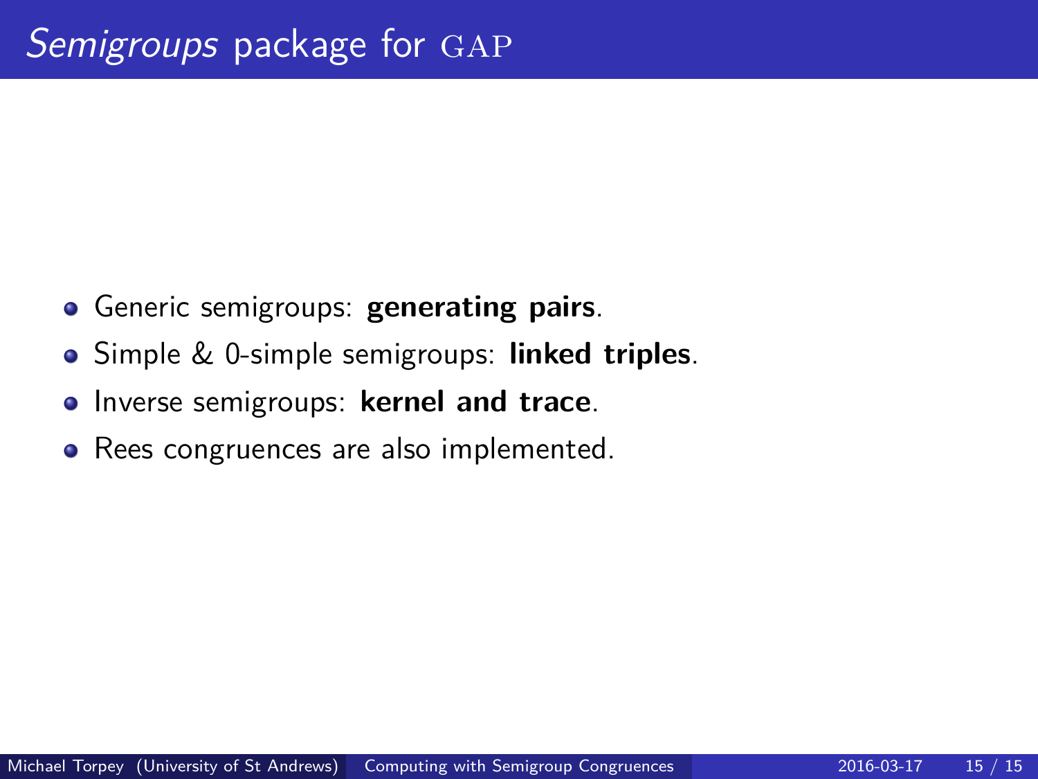# *Semigroups* package for GAP

- Generic semigroups: **generating pairs**.
- Simple & 0-simple semigroups: **linked triples**.
- Inverse semigroups: **kernel and trace**.
- Rees congruences are also implemented.